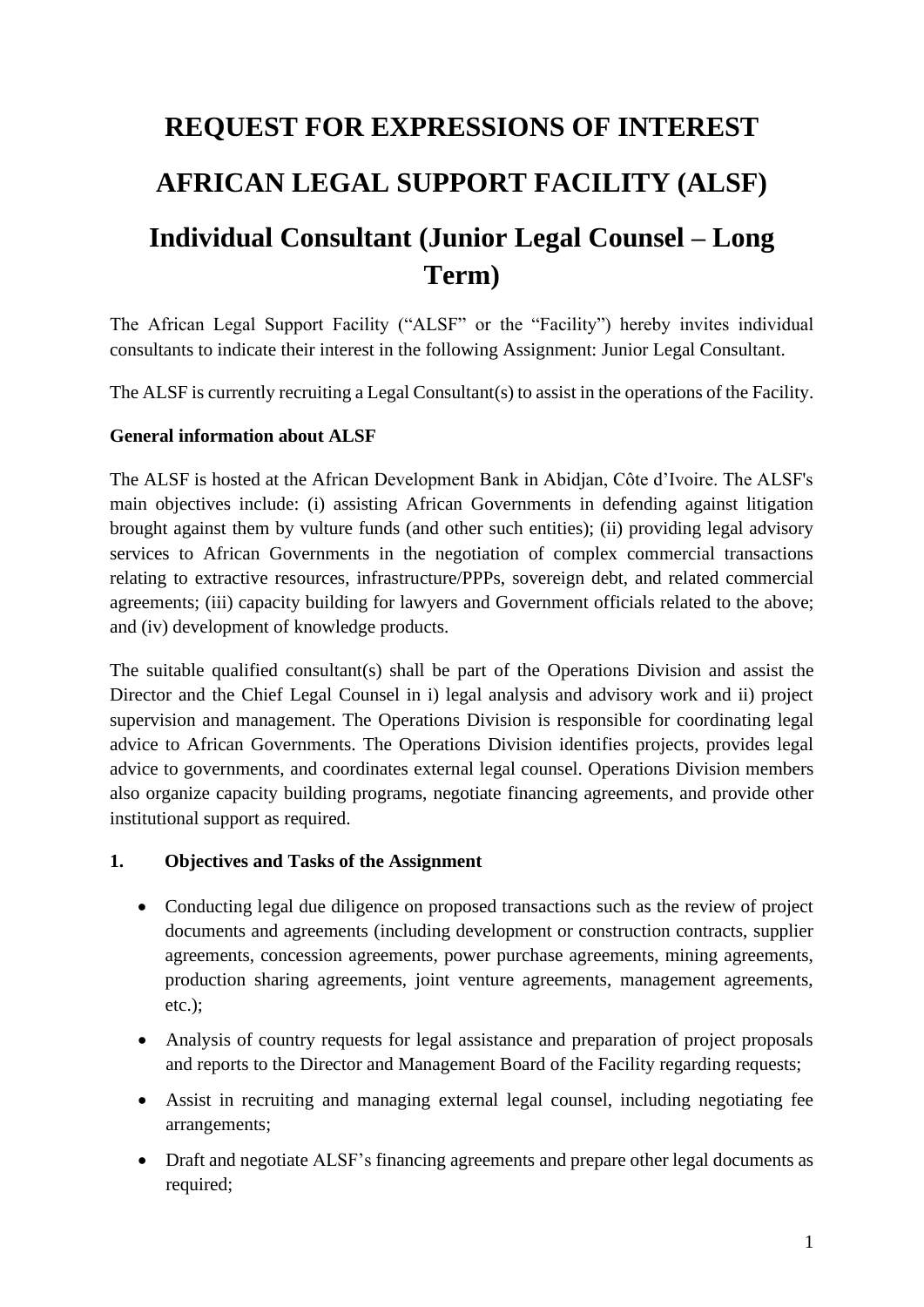# REQUEST FOR EXPRESSIONS OF INTEREST

# AFRICAN LEGAL SUPPORT FACILITY (ALSF)

# Individual Consultant (Junior Legal Counsel – Long Term)

The African Legal Support Facility ("ALSF" or the "Facility") hereby invites individual consultants to indicate their interest in the following Assignment: Junior Legal Consultant.

The ALSF is currently recruiting a Legal Consultant(s) to assist in the operations of the Facility.

**General information about ALSF**

The ALSF is hosted at the African Development Bank in Abidjan, Côte d'Ivoire. The ALSF's main objectives include: (i) assisting African Governments in defending against litigation brought against them by vulture funds (and other such entities); (ii) providing legal advisory services to African Governments in the negotiation of complex commercial transactions relating to extractive resources, infrastructure/PPPs, sovereign debt, and related commercial agreements; (iii) capacity building for lawyers and Government officials related to the above; and (iv) development of knowledge products.

The suitable qualified consultant(s) shall be part of the Operations Division and assist the Director and the Chief Legal Counsel in i) legal analysis and advisory work and ii) project supervision and management. The Operations Division is responsible for coordinating legal advice to African Governments. The Operations Division identifies projects, provides legal advice to governments, and coordinates external legal counsel. Operations Division members also organize capacity building programs, negotiate financing agreements, and provide other institutional support as required.

## 1. Objectives and Tasks of the Assignment

- Conducting legal due diligence on proposed transactions such as the review of project documents and agreements (including development or construction contracts, supplier agreements, concession agreements, power purchase agreements, mining agreements, production sharing agreements, joint venture agreements, management agreements, etc.);
- Analysis of country requests for legal assistance and preparation of project proposals and reports to the Director and Management Board of the Facility regarding requests;
- Assist in recruiting and managing external legal counsel, including negotiating fee arrangements;
- Draft and negotiate ALSF's financing agreements and prepare other legal documents as required;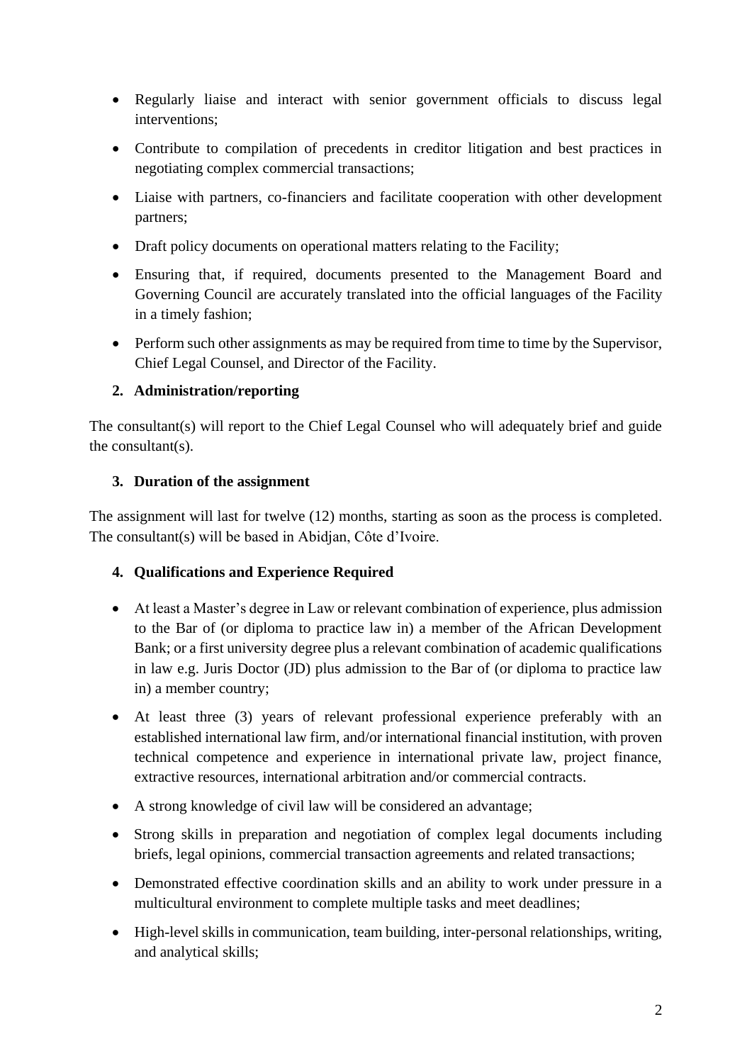- Regularly liaise and interact with senior government officials to discuss legal interventions;
- Contribute to compilation of precedents in creditor litigation and best practices in negotiating complex commercial transactions;
- Liaise with partners, co-financiers and facilitate cooperation with other development partners;
- Draft policy documents on operational matters relating to the Facility;
- Ensuring that, if required, documents presented to the Management Board and Governing Council are accurately translated into the official languages of the Facility in a timely fashion;
- Perform such other assignments as may be required from time to time by the Supervisor, Chief Legal Counsel, and Director of the Facility.

## 2. Administration/reporting

The consultant(s) will report to the Chief Legal Counsel who will adequately brief and guide the consultant(s).

## 3. Duration of the assignment

The assignment will last for twelve (12) months, starting as soon as the process is completed. The consultant(s) will be based in Abidjan, Côte d'Ivoire.

## 4. Qualifications and Experience Required

- At least a Master's degree in Law or relevant combination of experience, plus admission to the Bar of (or diploma to practice law in) a member of the African Development Bank; or a first university degree plus a relevant combination of academic qualifications in law e.g. Juris Doctor (JD) plus admission to the Bar of (or diploma to practice law in) a member country;
- At least three (3) years of relevant professional experience preferably with an established international law firm, and/or international financial institution, with proven technical competence and experience in international private law, project finance, extractive resources, international arbitration and/or commercial contracts.
- A strong knowledge of civil law will be considered an advantage;
- Strong skills in preparation and negotiation of complex legal documents including briefs, legal opinions, commercial transaction agreements and related transactions;
- Demonstrated effective coordination skills and an ability to work under pressure in a multicultural environment to complete multiple tasks and meet deadlines;
- High-level skills in communication, team building, inter-personal relationships, writing, and analytical skills;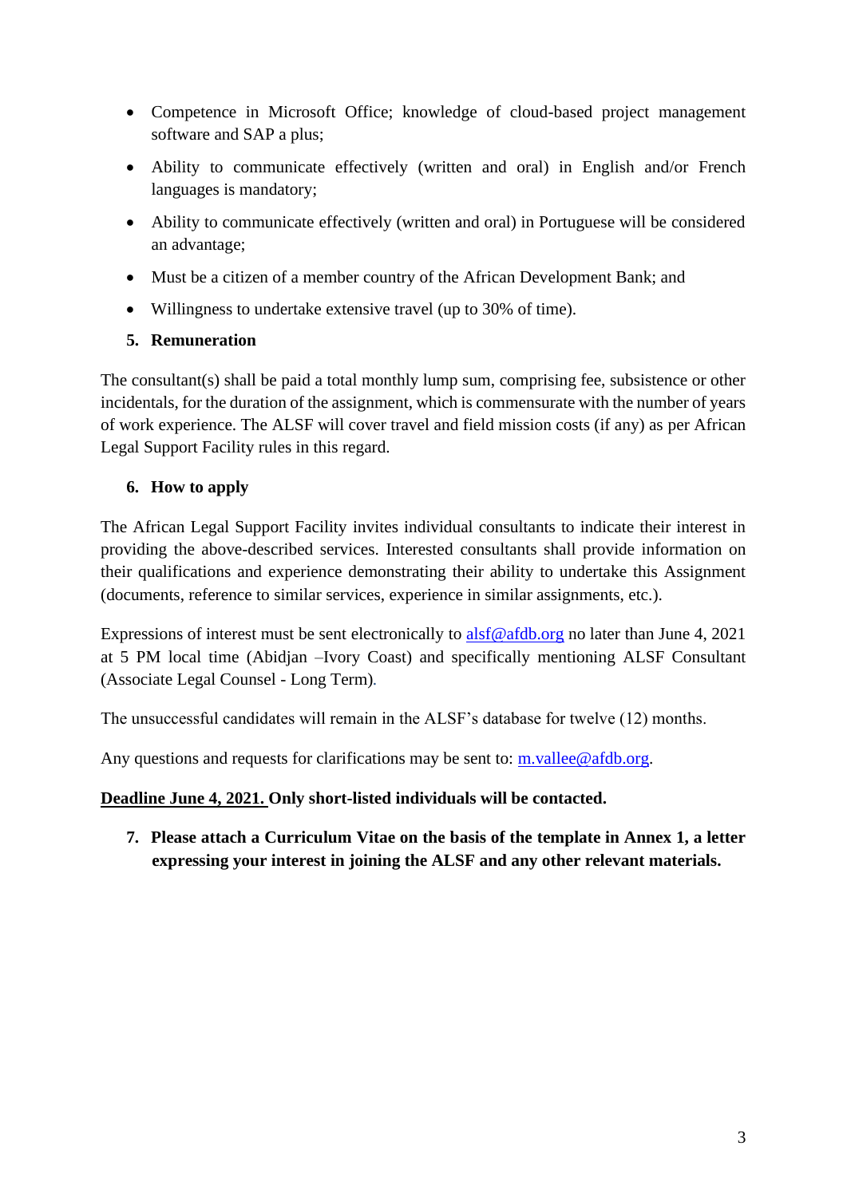- Competence in Microsoft Office; knowledge of cloud-based project management software and SAP a plus;
- Ability to communicate effectively (written and oral) in English and/or French languages is mandatory;
- Ability to communicate effectively (written and oral) in Portuguese will be considered an advantage;
- Must be a citizen of a member country of the African Development Bank; and
- Willingness to undertake extensive travel (up to 30% of time).

**5. Remuneration**

The consultant(s) shall be paid a total monthly lump sum, comprising fee, subsistence or other incidentals, for the duration of the assignment, which is commensurate with the number of years of work experience. The ALSF will cover travel and field mission costs (if any) as per African Legal Support Facility rules in this regard.

**6. How to apply**

The African Legal Support Facility invites individual consultants to indicate their interest in providing the above-described services. Interested consultants shall provide information on their qualifications and experience demonstrating their ability to undertake this Assignment (documents, reference to similar services, experience in similar assignments, etc.).

Expressions of interest must be sent electronically to alsf@afdb.org no later than June 4, 2021 at 5 PM local time (Abidjan –Ivory Coast) and specifically mentioning ALSF Consultant (Associate Legal Counsel - Long Term).

The unsuccessful candidates will remain in the ALSF's database for twelve (12) months.

Any questions and requests for clarifications may be sent to: m.vallee@afdb.org.

**Deadline June 4, 2021. Only short-listed individuals will be contacted.**

**7. Please attach a Curriculum Vitae on the basis of the template in Annex 1, a letter expressing your interest in joining the ALSF and any other relevant materials.**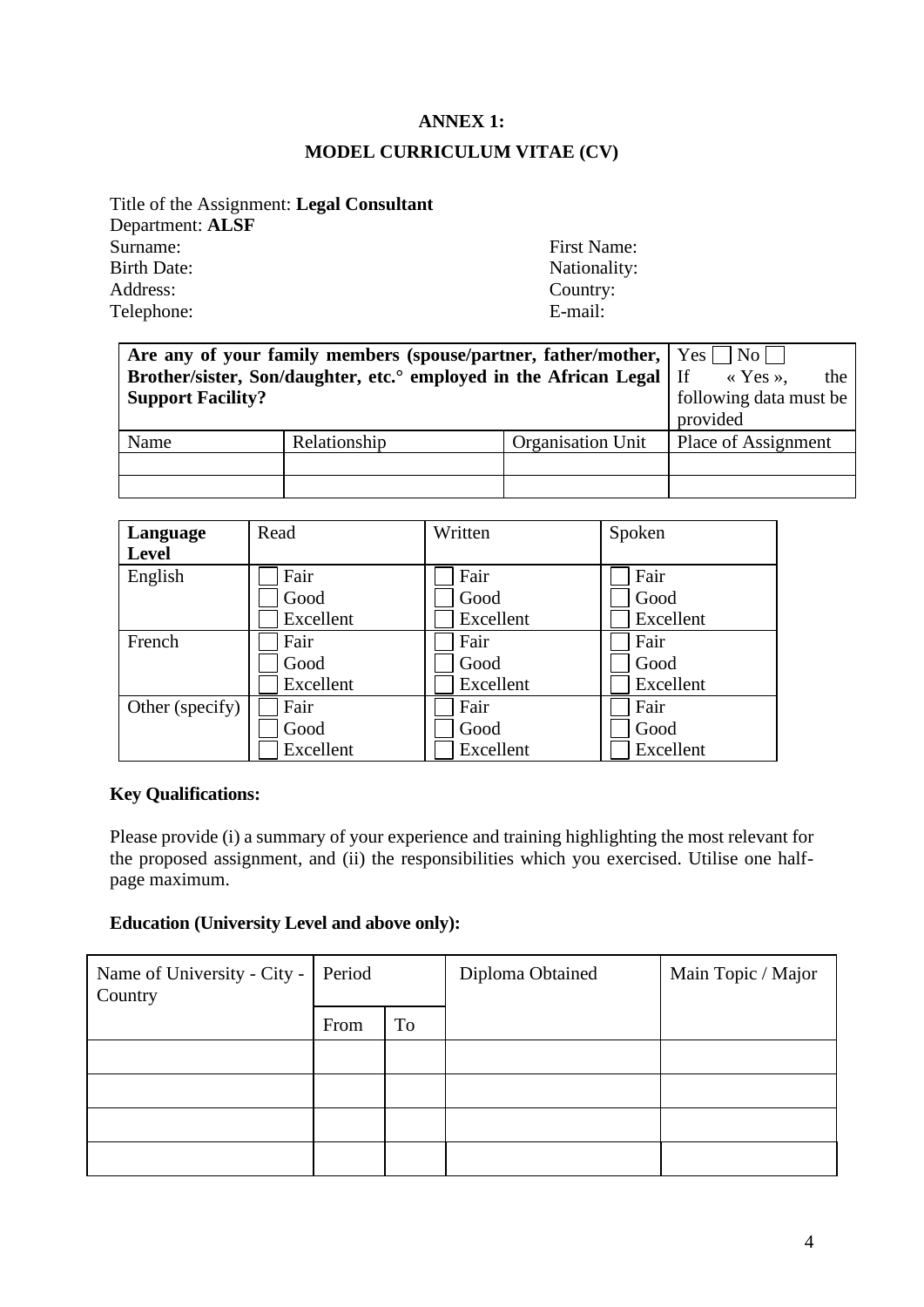**ANNEX 1:**

**MODEL CURRICULUM VITAE (CV)**

Title of the Assignment: **Legal Consultant**
Department: **ALSF**

Surname:
First Name:
Birth Date:
Nationality:
Address:
Country:
Telephone:
E-mail:

| **Are any of your family members (spouse/partner, father/mother, Brother/sister, Son/daughter, etc.° employed in the African Legal Support Facility?** | | | Yes ☐ No ☐ If « Yes », the following data must be provided |
|---|---|---|---|
| Name | Relationship | Organisation Unit | Place of Assignment |
| | | | |
| | | | |

| **Language Level** | Read | Written | Spoken |
|---|---|---|---|
| English | ☐ Fair<br>☐ Good<br>☐ Excellent | ☐ Fair<br>☐ Good<br>☐ Excellent | ☐ Fair<br>☐ Good<br>☐ Excellent |
| French | ☐ Fair<br>☐ Good<br>☐ Excellent | ☐ Fair<br>☐ Good<br>☐ Excellent | ☐ Fair<br>☐ Good<br>☐ Excellent |
| Other (specify) | ☐ Fair<br>☐ Good<br>☐ Excellent | ☐ Fair<br>☐ Good<br>☐ Excellent | ☐ Fair<br>☐ Good<br>☐ Excellent |

**Key Qualifications:**

Please provide (i) a summary of your experience and training highlighting the most relevant for the proposed assignment, and (ii) the responsibilities which you exercised. Utilise one half-page maximum.

**Education (University Level and above only):**

| Name of University - City - Country | Period | | Diploma Obtained | Main Topic / Major |
|---|---|---|---|---|
| | From | To | | |
| | | | | |
| | | | | |
| | | | | |
| | | | | |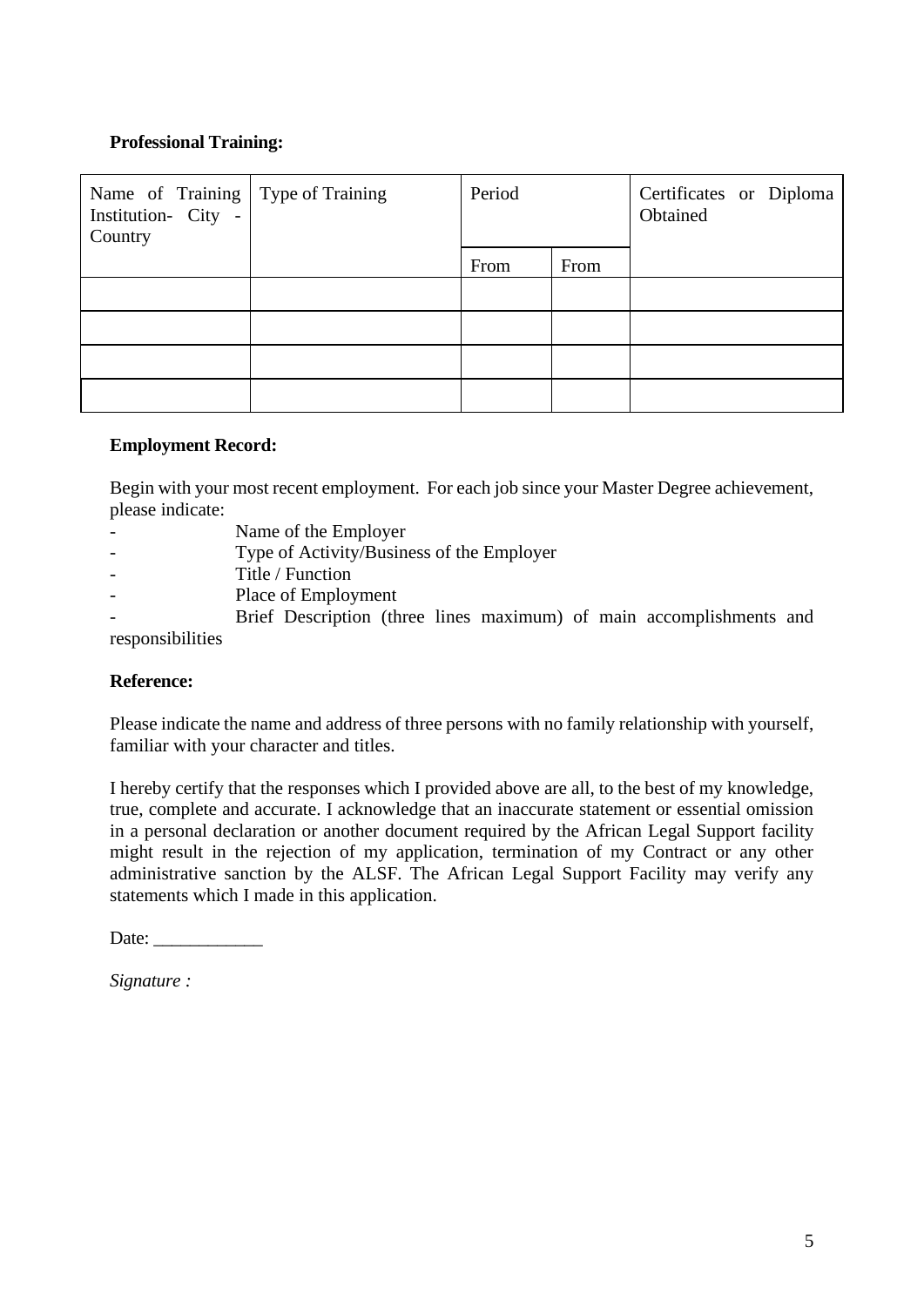**Professional Training:**

| Name of Training Institution- City - Country | Type of Training | Period | | Certificates or Diploma Obtained |
|---|---|---|---|---|
| | | From | From | |
| | | | | |
| | | | | |
| | | | | |
| | | | | |

**Employment Record:**

Begin with your most recent employment. For each job since your Master Degree achievement, please indicate:

- Name of the Employer
- Type of Activity/Business of the Employer
- Title / Function
- Place of Employment
- Brief Description (three lines maximum) of main accomplishments and responsibilities

**Reference:**

Please indicate the name and address of three persons with no family relationship with yourself, familiar with your character and titles.

I hereby certify that the responses which I provided above are all, to the best of my knowledge, true, complete and accurate. I acknowledge that an inaccurate statement or essential omission in a personal declaration or another document required by the African Legal Support facility might result in the rejection of my application, termination of my Contract or any other administrative sanction by the ALSF. The African Legal Support Facility may verify any statements which I made in this application.

Date: ____________

*Signature :*